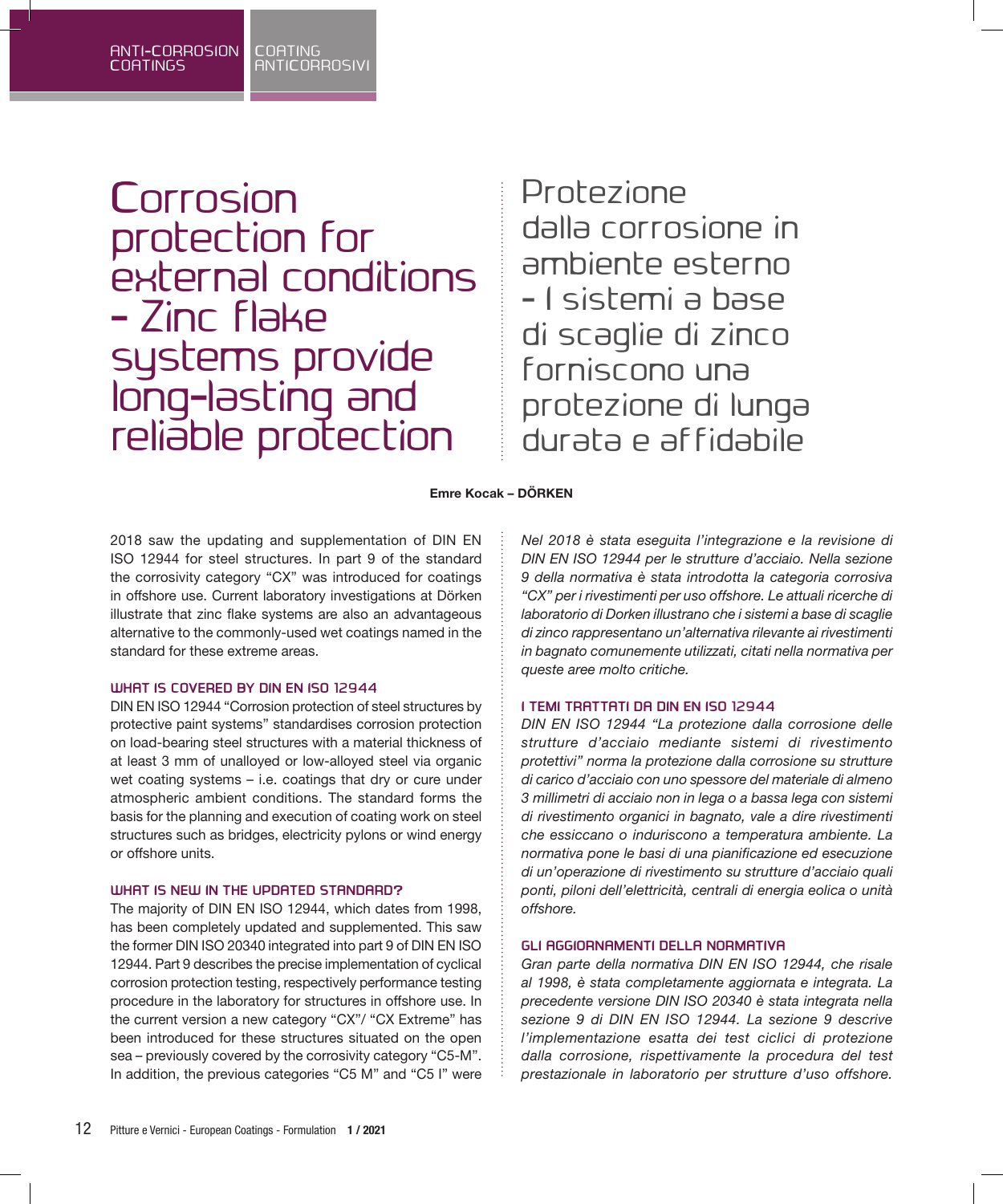# Corrosion protection for external conditions - Zinc flake systems provide long-lasting and reliable protection

# Protezione dalla corrosione in ambiente esterno - I sistemi a base di scaglie di zinco forniscono una protezione di lunga durata e affidabile

**Emre Kocak – DÖRKEN**

2018 saw the updating and supplementation of DIN EN ISO 12944 for steel structures. In part 9 of the standard the corrosivity category "CX" was introduced for coatings in offshore use. Current laboratory investigations at Dörken illustrate that zinc flake systems are also an advantageous alternative to the commonly-used wet coatings named in the standard for these extreme areas.

### WHAT IS COVERED BY DIN EN ISO 12944

DIN EN ISO 12944 "Corrosion protection of steel structures by protective paint systems" standardises corrosion protection on load-bearing steel structures with a material thickness of at least 3 mm of unalloyed or low-alloyed steel via organic wet coating systems – i.e. coatings that dry or cure under atmospheric ambient conditions. The standard forms the basis for the planning and execution of coating work on steel structures such as bridges, electricity pylons or wind energy or offshore units.

### WHAT IS NEW IN THE UPDATED STANDARD?

The majority of DIN EN ISO 12944, which dates from 1998, has been completely updated and supplemented. This saw the former DIN ISO 20340 integrated into part 9 of DIN EN ISO 12944. Part 9 describes the precise implementation of cyclical corrosion protection testing, respectively performance testing procedure in the laboratory for structures in offshore use. In the current version a new category "CX"/ "CX Extreme" has been introduced for these structures situated on the open sea – previously covered by the corrosivity category "C5-M". In addition, the previous categories "C5 M" and "C5 I" were

*Nel 2018 è stata eseguita l'integrazione e la revisione di DIN EN ISO 12944 per le strutture d'acciaio. Nella sezione 9 della normativa è stata introdotta la categoria corrosiva "CX" per i rivestimenti per uso offshore. Le attuali ricerche di laboratorio di Dorken illustrano che i sistemi a base di scaglie di zinco rappresentano un'alternativa rilevante ai rivestimenti in bagnato comunemente utilizzati, citati nella normativa per queste aree molto critiche.*

### I TEMI TRATTATI DA DIN EN ISO 12944

*DIN EN ISO 12944 "La protezione dalla corrosione delle strutture d'acciaio mediante sistemi di rivestimento protettivi" norma la protezione dalla corrosione su strutture di carico d'acciaio con uno spessore del materiale di almeno 3 millimetri di acciaio non in lega o a bassa lega con sistemi di rivestimento organici in bagnato, vale a dire rivestimenti che essiccano o induriscono a temperatura ambiente. La normativa pone le basi di una pianificazione ed esecuzione di un'operazione di rivestimento su strutture d'acciaio quali ponti, piloni dell'elettricità, centrali di energia eolica o unità offshore.*

### GLI AGGIORNAMENTI DELLA NORMATIVA

*Gran parte della normativa DIN EN ISO 12944, che risale al 1998, è stata completamente aggiornata e integrata. La precedente versione DIN ISO 20340 è stata integrata nella sezione 9 di DIN EN ISO 12944. La sezione 9 descrive l'implementazione esatta dei test ciclici di protezione dalla corrosione, rispettivamente la procedura del test prestazionale in laboratorio per strutture d'uso offshore.*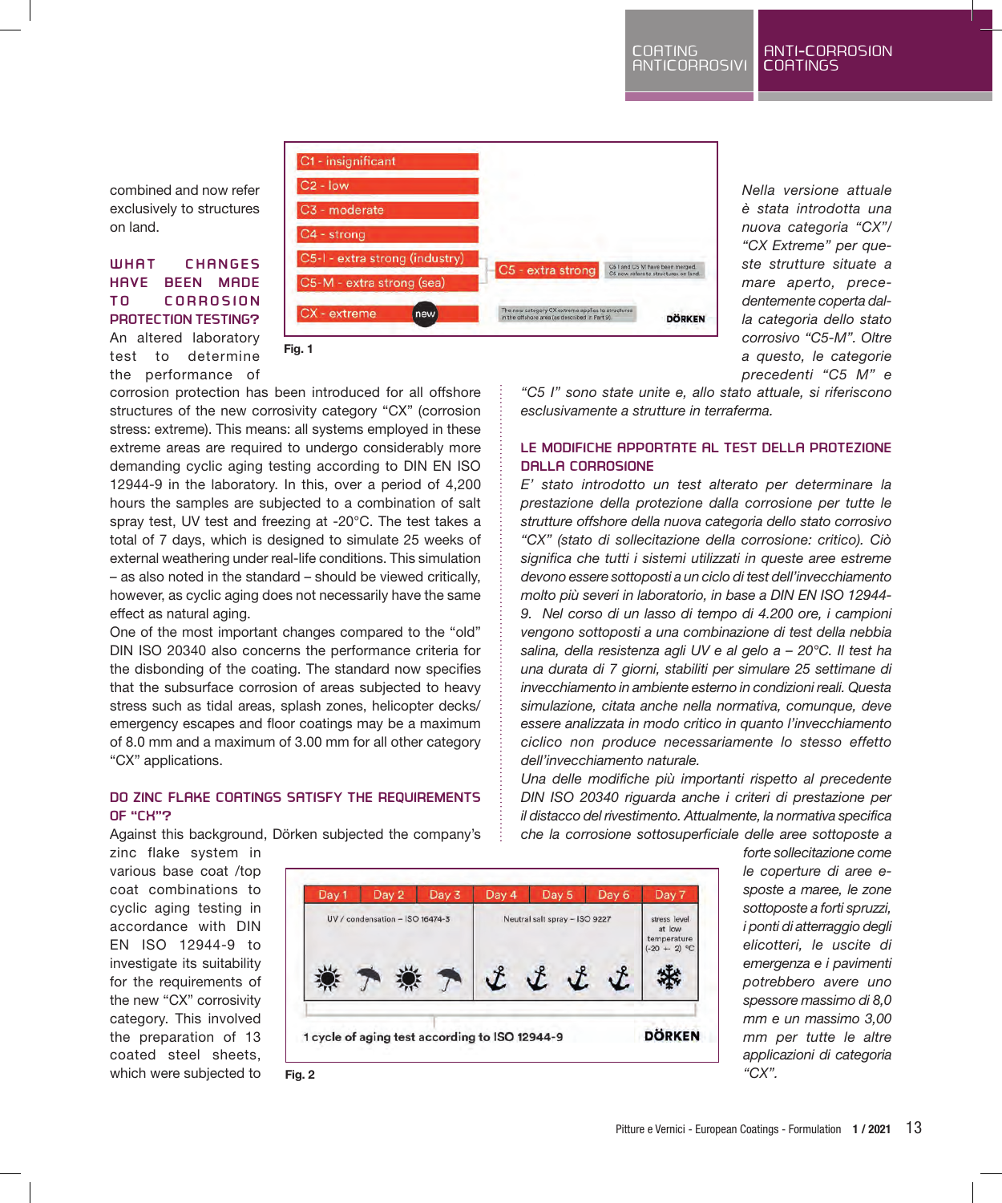combined and now refer exclusively to structures on land.

## WHAT CHANGES HAVE BEEN MADE TO CORROSION PROTECTION TESTING?

An altered laboratory test to determine the performance of corrosion protection has been introduced for all offshore structures of the new corrosivity category "CX" (corrosion stress: extreme). This means: all systems employed in these extreme areas are required to undergo considerably more demanding cyclic aging testing according to DIN EN ISO 12944-9 in the laboratory. In this, over a period of 4,200 hours the samples are subjected to a combination of salt spray test, UV test and freezing at -20°C. The test takes a total of 7 days, which is designed to simulate 25 weeks of external weathering under real-life conditions. This simulation – as also noted in the standard – should be viewed critically, however, as cyclic aging does not necessarily have the same effect as natural aging.

One of the most important changes compared to the "old" DIN ISO 20340 also concerns the performance criteria for the disbonding of the coating. The standard now specifies that the subsurface corrosion of areas subjected to heavy stress such as tidal areas, splash zones, helicopter decks/emergency escapes and floor coatings may be a maximum of 8.0 mm and a maximum of 3.00 mm for all other category "CX" applications.

## DO ZINC FLAKE COATINGS SATISFY THE REQUIREMENTS OF "CX"?

Against this background, Dörken subjected the company's zinc flake system in various base coat /top coat combinations to cyclic aging testing in accordance with DIN EN ISO 12944-9 to investigate its suitability for the requirements of the new "CX" corrosivity category. This involved the preparation of 13 coated steel sheets, which were subjected to

C1 - insignificant
C2 - low
C3 - moderate
C4 - strong
C5-I - extra strong (industry)
C5-M - extra strong (sea)
C5 - extra strong
C5 I and C5 M have been merged. C5 now refers to structures on land.
CX - extreme
new
The new category CX extreme applies to structures in the offshore area (as described in Part 9).
DÖRKEN

Fig. 1

Day 1 Day 2 Day 3 Day 4 Day 5 Day 6 Day 7
UV / condensation – ISO 16474-3
Neutral salt spray – ISO 9227
stress level at low temperature (-20 ± 2) °C
1 cycle of aging test according to ISO 12944-9
DÖRKEN

Fig. 2

*Nella versione attuale è stata introdotta una nuova categoria "CX"/ "CX Extreme" per queste strutture situate a mare aperto, precedentemente coperta dalla categoria dello stato corrosivo "C5-M". Oltre a questo, le categorie precedenti "C5 M" e "C5 I" sono state unite e, allo stato attuale, si riferiscono esclusivamente a strutture in terraferma.*

## LE MODIFICHE APPORTATE AL TEST DELLA PROTEZIONE DALLA CORROSIONE

*E' stato introdotto un test alterato per determinare la prestazione della protezione dalla corrosione per tutte le strutture offshore della nuova categoria dello stato corrosivo "CX" (stato di sollecitazione della corrosione: critico). Ciò significa che tutti i sistemi utilizzati in queste aree estreme devono essere sottoposti a un ciclo di test dell'invecchiamento molto più severi in laboratorio, in base a DIN EN ISO 12944-9. Nel corso di un lasso di tempo di 4.200 ore, i campioni vengono sottoposti a una combinazione di test della nebbia salina, della resistenza agli UV e al gelo a – 20°C. Il test ha una durata di 7 giorni, stabiliti per simulare 25 settimane di invecchiamento in ambiente esterno in condizioni reali. Questa simulazione, citata anche nella normativa, comunque, deve essere analizzata in modo critico in quanto l'invecchiamento ciclico non produce necessariamente lo stesso effetto dell'invecchiamento naturale.*

*Una delle modifiche più importanti rispetto al precedente DIN ISO 20340 riguarda anche i criteri di prestazione per il distacco del rivestimento. Attualmente, la normativa specifica che la corrosione sottosuperficiale delle aree sottoposte a forte sollecitazione come le coperture di aree esposte a maree, le zone sottoposte a forti spruzzi, i ponti di atterraggio degli elicotteri, le uscite di emergenza e i pavimenti potrebbero avere uno spessore massimo di 8,0 mm e un massimo 3,00 mm per tutte le altre applicazioni di categoria "CX".*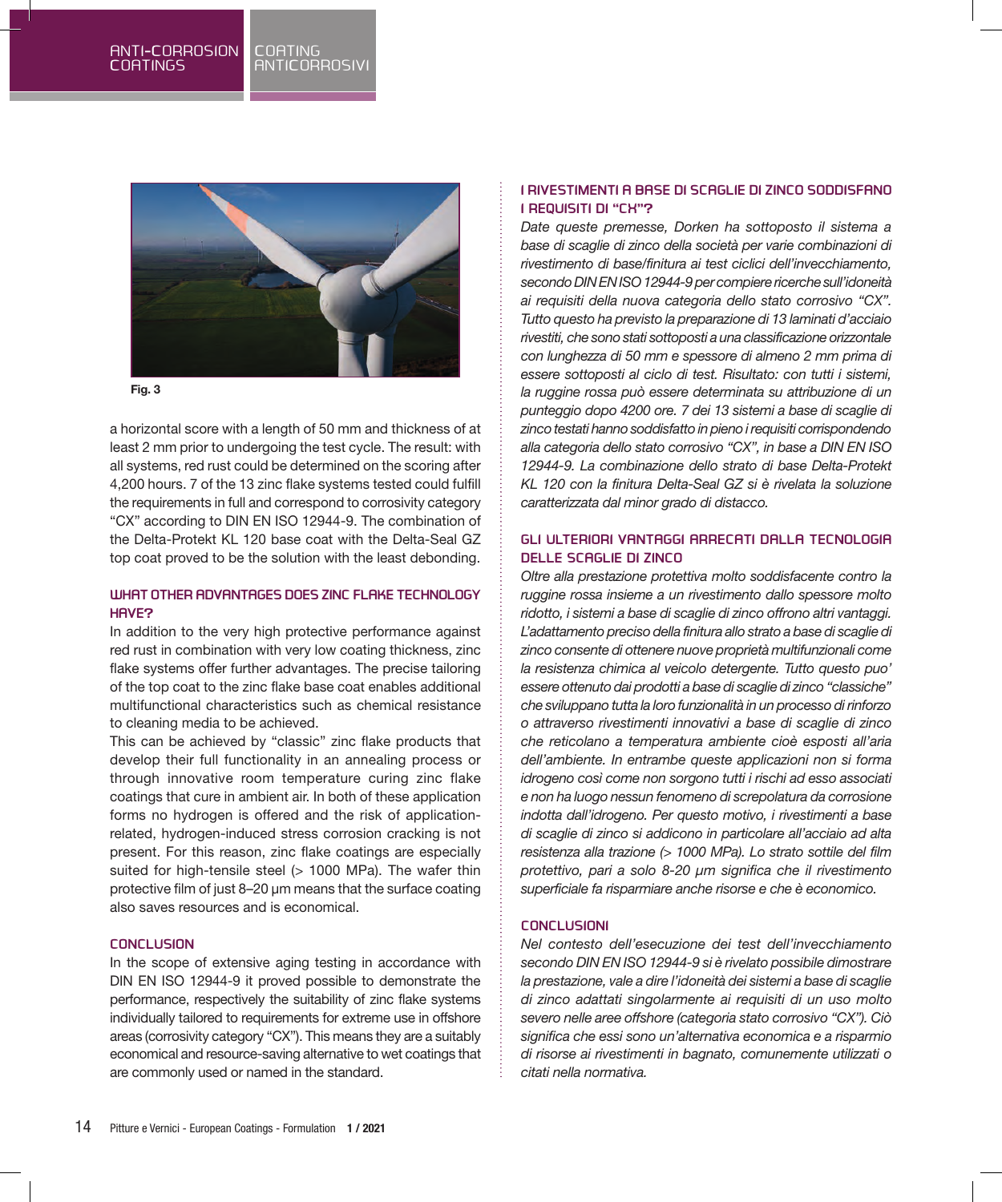Fig. 3

a horizontal score with a length of 50 mm and thickness of at least 2 mm prior to undergoing the test cycle. The result: with all systems, red rust could be determined on the scoring after 4,200 hours. 7 of the 13 zinc flake systems tested could fulfill the requirements in full and correspond to corrosivity category "CX" according to DIN EN ISO 12944-9. The combination of the Delta-Protekt KL 120 base coat with the Delta-Seal GZ top coat proved to be the solution with the least debonding.

### WHAT OTHER ADVANTAGES DOES ZINC FLAKE TECHNOLOGY HAVE?

In addition to the very high protective performance against red rust in combination with very low coating thickness, zinc flake systems offer further advantages. The precise tailoring of the top coat to the zinc flake base coat enables additional multifunctional characteristics such as chemical resistance to cleaning media to be achieved.

This can be achieved by "classic" zinc flake products that develop their full functionality in an annealing process or through innovative room temperature curing zinc flake coatings that cure in ambient air. In both of these application forms no hydrogen is offered and the risk of application-related, hydrogen-induced stress corrosion cracking is not present. For this reason, zinc flake coatings are especially suited for high-tensile steel (> 1000 MPa). The wafer thin protective film of just 8–20 µm means that the surface coating also saves resources and is economical.

### CONCLUSION

In the scope of extensive aging testing in accordance with DIN EN ISO 12944-9 it proved possible to demonstrate the performance, respectively the suitability of zinc flake systems individually tailored to requirements for extreme use in offshore areas (corrosivity category "CX"). This means they are a suitably economical and resource-saving alternative to wet coatings that are commonly used or named in the standard.

### I RIVESTIMENTI A BASE DI SCAGLIE DI ZINCO SODDISFANO I REQUISITI DI "CX"?

*Date queste premesse, Dorken ha sottoposto il sistema a base di scaglie di zinco della società per varie combinazioni di rivestimento di base/finitura ai test ciclici dell'invecchiamento, secondo DIN EN ISO 12944-9 per compiere ricerche sull'idoneità ai requisiti della nuova categoria dello stato corrosivo "CX". Tutto questo ha previsto la preparazione di 13 laminati d'acciaio rivestiti, che sono stati sottoposti a una classificazione orizzontale con lunghezza di 50 mm e spessore di almeno 2 mm prima di essere sottoposti al ciclo di test. Risultato: con tutti i sistemi, la ruggine rossa può essere determinata su attribuzione di un punteggio dopo 4200 ore. 7 dei 13 sistemi a base di scaglie di zinco testati hanno soddisfatto in pieno i requisiti corrispondendo alla categoria dello stato corrosivo "CX", in base a DIN EN ISO 12944-9. La combinazione dello strato di base Delta-Protekt KL 120 con la finitura Delta-Seal GZ si è rivelata la soluzione caratterizzata dal minor grado di distacco.*

### GLI ULTERIORI VANTAGGI ARRECATI DALLA TECNOLOGIA DELLE SCAGLIE DI ZINCO

*Oltre alla prestazione protettiva molto soddisfacente contro la ruggine rossa insieme a un rivestimento dallo spessore molto ridotto, i sistemi a base di scaglie di zinco offrono altri vantaggi. L'adattamento preciso della finitura allo strato a base di scaglie di zinco consente di ottenere nuove proprietà multifunzionali come la resistenza chimica al veicolo detergente. Tutto questo puo' essere ottenuto dai prodotti a base di scaglie di zinco "classiche" che sviluppano tutta la loro funzionalità in un processo di rinforzo o attraverso rivestimenti innovativi a base di scaglie di zinco che reticolano a temperatura ambiente cioè esposti all'aria dell'ambiente. In entrambe queste applicazioni non si forma idrogeno così come non sorgono tutti i rischi ad esso associati e non ha luogo nessun fenomeno di screpolatura da corrosione indotta dall'idrogeno. Per questo motivo, i rivestimenti a base di scaglie di zinco si addicono in particolare all'acciaio ad alta resistenza alla trazione (> 1000 MPa). Lo strato sottile del film protettivo, pari a solo 8-20 µm significa che il rivestimento superficiale fa risparmiare anche risorse e che è economico.*

### CONCLUSIONI

*Nel contesto dell'esecuzione dei test dell'invecchiamento secondo DIN EN ISO 12944-9 si è rivelato possibile dimostrare la prestazione, vale a dire l'idoneità dei sistemi a base di scaglie di zinco adattati singolarmente ai requisiti di un uso molto severo nelle aree offshore (categoria stato corrosivo "CX"). Ciò significa che essi sono un'alternativa economica e a risparmio di risorse ai rivestimenti in bagnato, comunemente utilizzati o citati nella normativa.*